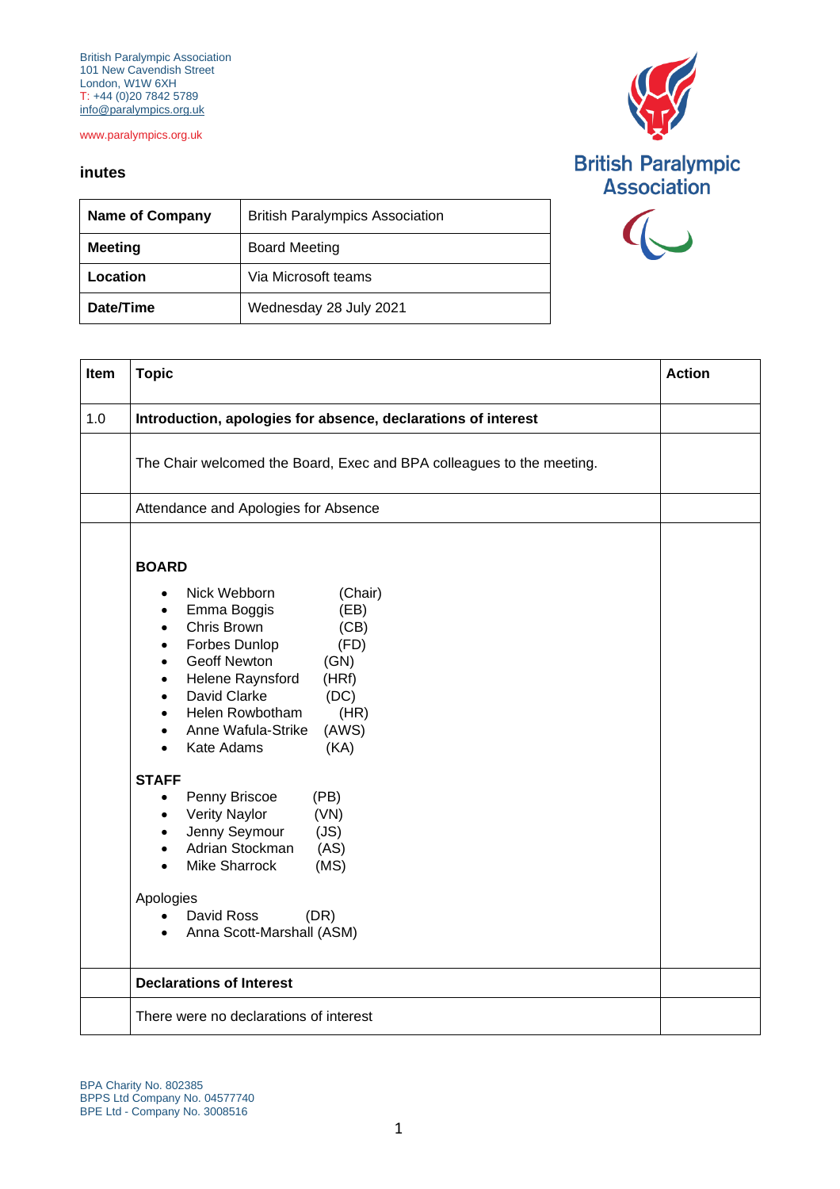British Paralympic Association
101 New Cavendish Street
London, W1W 6XH
T: +44 (0)20 7842 5789
info@paralympics.org.uk

www.paralympics.org.uk

**inutes**

| **Name of Company** | British Paralympics Association |
|---|---|
| **Meeting** | Board Meeting |
| **Location** | Via Microsoft teams |
| **Date/Time** | Wednesday 28 July 2021 |

| **Item** | **Topic** | **Action** |
|---|---|---|
| 1.0 | **Introduction, apologies for absence, declarations of interest** | |
| | The Chair welcomed the Board, Exec and BPA colleagues to the meeting. | |
| | Attendance and Apologies for Absence | |
| | **BOARD**<br>• Nick Webborn (Chair)<br>• Emma Boggis (EB)<br>• Chris Brown (CB)<br>• Forbes Dunlop (FD)<br>• Geoff Newton (GN)<br>• Helene Raynsford (HRf)<br>• David Clarke (DC)<br>• Helen Rowbotham (HR)<br>• Anne Wafula-Strike (AWS)<br>• Kate Adams (KA)<br><br>**STAFF**<br>• Penny Briscoe (PB)<br>• Verity Naylor (VN)<br>• Jenny Seymour (JS)<br>• Adrian Stockman (AS)<br>• Mike Sharrock (MS)<br><br>Apologies<br>• David Ross (DR)<br>• Anna Scott-Marshall (ASM) | |
| | **Declarations of Interest** | |
| | There were no declarations of interest | |

BPA Charity No. 802385
BPPS Ltd Company No. 04577740
BPE Ltd - Company No. 3008516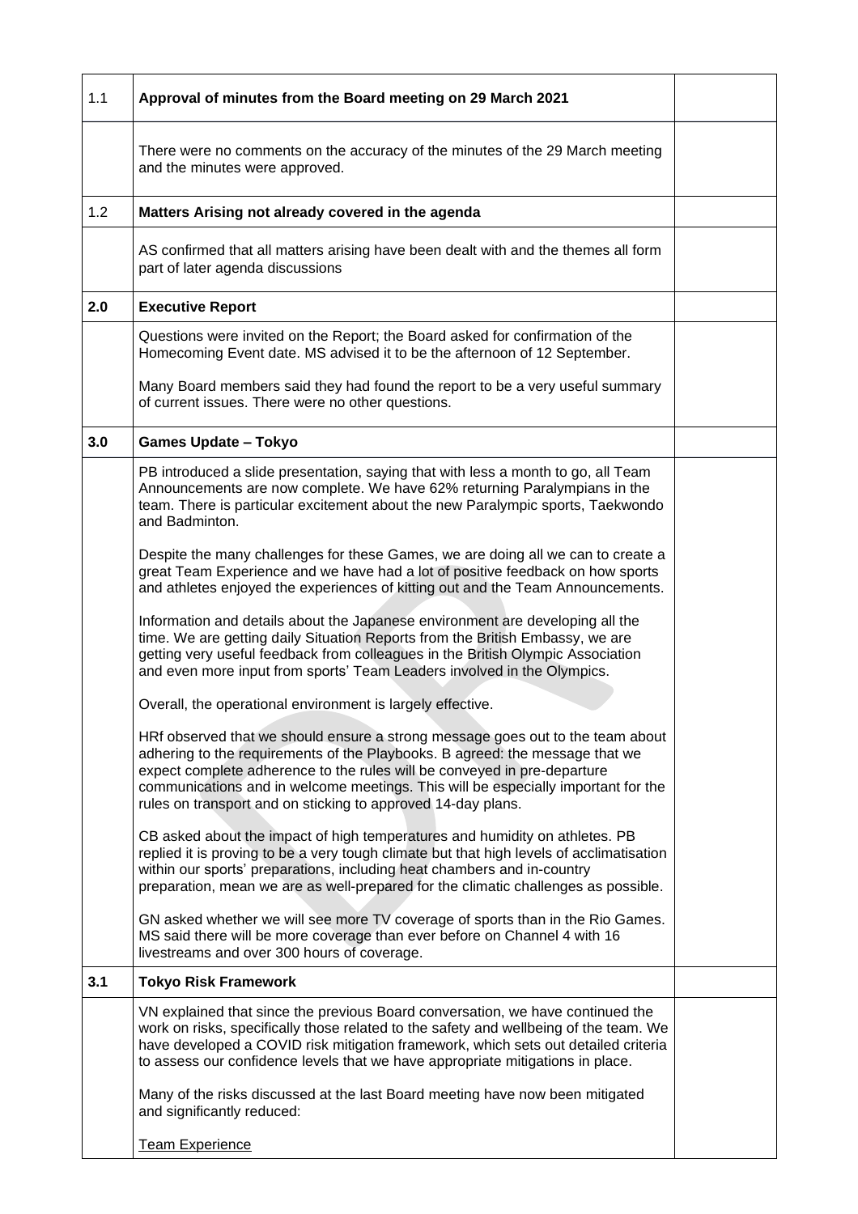| | | |
|---|---|---|
| 1.1 | **Approval of minutes from the Board meeting on 29 March 2021** | |
| | There were no comments on the accuracy of the minutes of the 29 March meeting and the minutes were approved. | |
| 1.2 | **Matters Arising not already covered in the agenda** | |
| | AS confirmed that all matters arising have been dealt with and the themes all form part of later agenda discussions | |
| **2.0** | **Executive Report** | |
| | Questions were invited on the Report; the Board asked for confirmation of the Homecoming Event date. MS advised it to be the afternoon of 12 September.<br><br>Many Board members said they had found the report to be a very useful summary of current issues. There were no other questions. | |
| **3.0** | **Games Update – Tokyo** | |
| | PB introduced a slide presentation, saying that with less a month to go, all Team Announcements are now complete. We have 62% returning Paralympians in the team. There is particular excitement about the new Paralympic sports, Taekwondo and Badminton.<br><br>Despite the many challenges for these Games, we are doing all we can to create a great Team Experience and we have had a lot of positive feedback on how sports and athletes enjoyed the experiences of kitting out and the Team Announcements.<br><br>Information and details about the Japanese environment are developing all the time. We are getting daily Situation Reports from the British Embassy, we are getting very useful feedback from colleagues in the British Olympic Association and even more input from sports' Team Leaders involved in the Olympics.<br><br>Overall, the operational environment is largely effective.<br><br>HRf observed that we should ensure a strong message goes out to the team about adhering to the requirements of the Playbooks. B agreed: the message that we expect complete adherence to the rules will be conveyed in pre-departure communications and in welcome meetings. This will be especially important for the rules on transport and on sticking to approved 14-day plans.<br><br>CB asked about the impact of high temperatures and humidity on athletes. PB replied it is proving to be a very tough climate but that high levels of acclimatisation within our sports' preparations, including heat chambers and in-country preparation, mean we are as well-prepared for the climatic challenges as possible.<br><br>GN asked whether we will see more TV coverage of sports than in the Rio Games. MS said there will be more coverage than ever before on Channel 4 with 16 livestreams and over 300 hours of coverage. | |
| **3.1** | **Tokyo Risk Framework** | |
| | VN explained that since the previous Board conversation, we have continued the work on risks, specifically those related to the safety and wellbeing of the team. We have developed a COVID risk mitigation framework, which sets out detailed criteria to assess our confidence levels that we have appropriate mitigations in place.<br><br>Many of the risks discussed at the last Board meeting have now been mitigated and significantly reduced:<br><br>Team Experience | |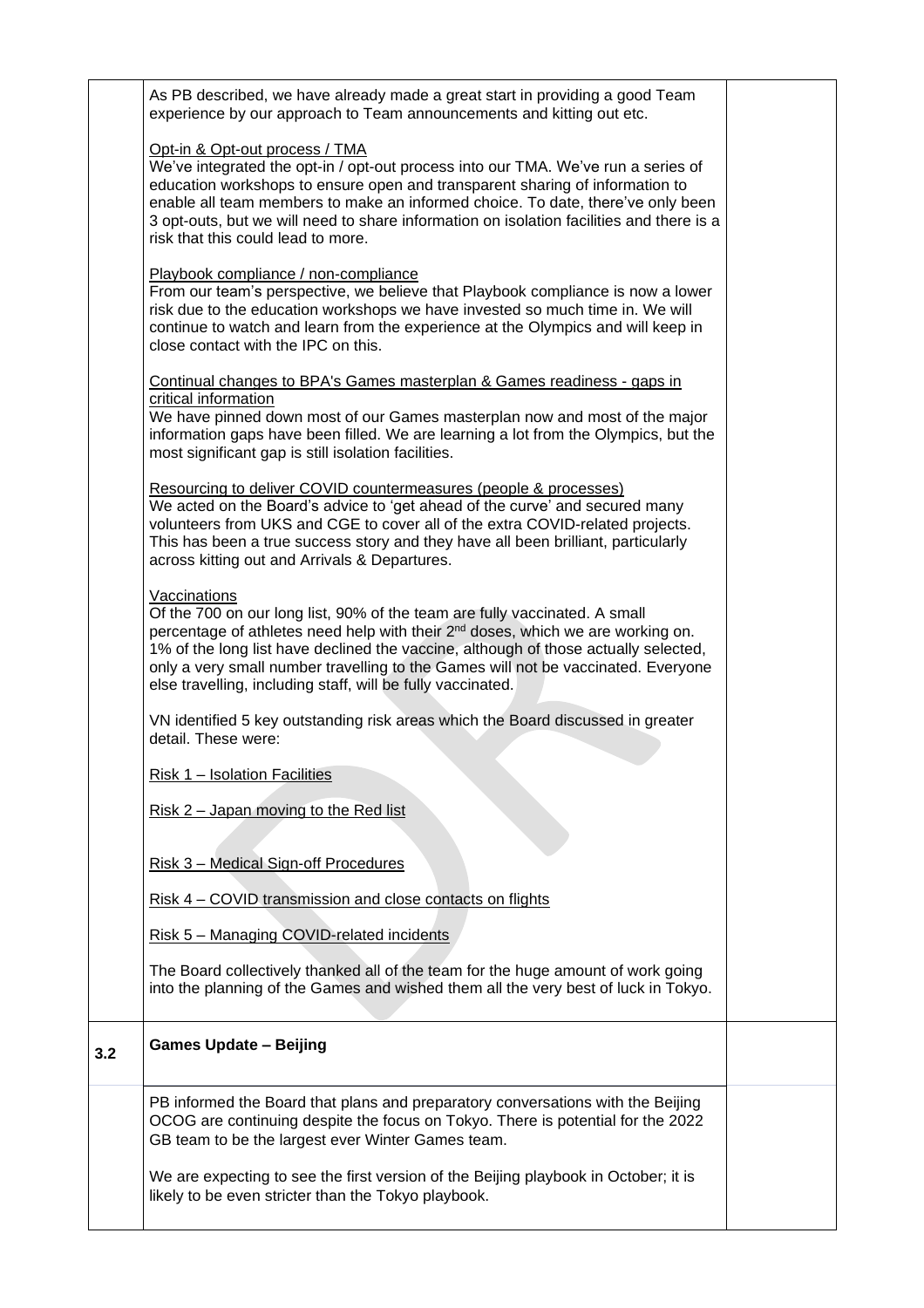| | | |
|---|---|---|
| | As PB described, we have already made a great start in providing a good Team experience by our approach to Team announcements and kitting out etc.<br><br>Opt-in & Opt-out process / TMA<br>We've integrated the opt-in / opt-out process into our TMA. We've run a series of education workshops to ensure open and transparent sharing of information to enable all team members to make an informed choice. To date, there've only been 3 opt-outs, but we will need to share information on isolation facilities and there is a risk that this could lead to more.<br><br>Playbook compliance / non-compliance<br>From our team's perspective, we believe that Playbook compliance is now a lower risk due to the education workshops we have invested so much time in. We will continue to watch and learn from the experience at the Olympics and will keep in close contact with the IPC on this.<br><br>Continual changes to BPA's Games masterplan & Games readiness - gaps in critical information<br>We have pinned down most of our Games masterplan now and most of the major information gaps have been filled. We are learning a lot from the Olympics, but the most significant gap is still isolation facilities.<br><br>Resourcing to deliver COVID countermeasures (people & processes)<br>We acted on the Board's advice to 'get ahead of the curve' and secured many volunteers from UKS and CGE to cover all of the extra COVID-related projects. This has been a true success story and they have all been brilliant, particularly across kitting out and Arrivals & Departures.<br><br>Vaccinations<br>Of the 700 on our long list, 90% of the team are fully vaccinated. A small percentage of athletes need help with their 2nd doses, which we are working on. 1% of the long list have declined the vaccine, although of those actually selected, only a very small number travelling to the Games will not be vaccinated. Everyone else travelling, including staff, will be fully vaccinated.<br><br>VN identified 5 key outstanding risk areas which the Board discussed in greater detail. These were:<br><br>Risk 1 – Isolation Facilities<br><br>Risk 2 – Japan moving to the Red list<br><br>Risk 3 – Medical Sign-off Procedures<br><br>Risk 4 – COVID transmission and close contacts on flights<br><br>Risk 5 – Managing COVID-related incidents<br><br>The Board collectively thanked all of the team for the huge amount of work going into the planning of the Games and wished them all the very best of luck in Tokyo. | |
| **3.2** | **Games Update – Beijing** | |
| | PB informed the Board that plans and preparatory conversations with the Beijing OCOG are continuing despite the focus on Tokyo. There is potential for the 2022 GB team to be the largest ever Winter Games team.<br><br>We are expecting to see the first version of the Beijing playbook in October; it is likely to be even stricter than the Tokyo playbook. | |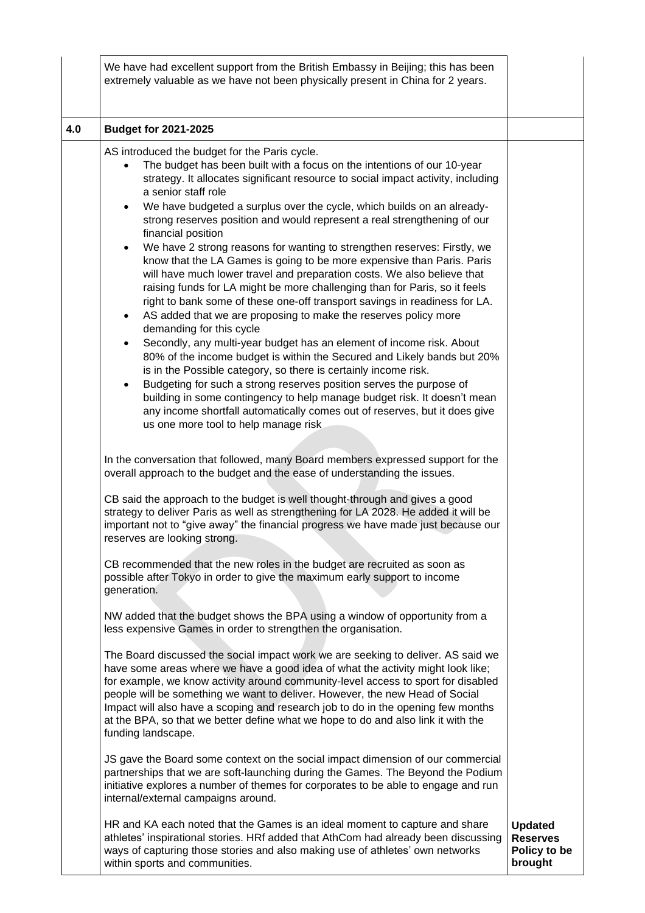| | | |
|---|---|---|
| | We have had excellent support from the British Embassy in Beijing; this has been extremely valuable as we have not been physically present in China for 2 years. | |
| **4.0** | **Budget for 2021-2025** | |
| | AS introduced the budget for the Paris cycle.<br>• The budget has been built with a focus on the intentions of our 10-year strategy. It allocates significant resource to social impact activity, including a senior staff role<br>• We have budgeted a surplus over the cycle, which builds on an already-strong reserves position and would represent a real strengthening of our financial position<br>• We have 2 strong reasons for wanting to strengthen reserves: Firstly, we know that the LA Games is going to be more expensive than Paris. Paris will have much lower travel and preparation costs. We also believe that raising funds for LA might be more challenging than for Paris, so it feels right to bank some of these one-off transport savings in readiness for LA.<br>• AS added that we are proposing to make the reserves policy more demanding for this cycle<br>• Secondly, any multi-year budget has an element of income risk. About 80% of the income budget is within the Secured and Likely bands but 20% is in the Possible category, so there is certainly income risk.<br>• Budgeting for such a strong reserves position serves the purpose of building in some contingency to help manage budget risk. It doesn't mean any income shortfall automatically comes out of reserves, but it does give us one more tool to help manage risk<br><br>In the conversation that followed, many Board members expressed support for the overall approach to the budget and the ease of understanding the issues.<br><br>CB said the approach to the budget is well thought-through and gives a good strategy to deliver Paris as well as strengthening for LA 2028. He added it will be important not to "give away" the financial progress we have made just because our reserves are looking strong.<br><br>CB recommended that the new roles in the budget are recruited as soon as possible after Tokyo in order to give the maximum early support to income generation.<br><br>NW added that the budget shows the BPA using a window of opportunity from a less expensive Games in order to strengthen the organisation.<br><br>The Board discussed the social impact work we are seeking to deliver. AS said we have some areas where we have a good idea of what the activity might look like; for example, we know activity around community-level access to sport for disabled people will be something we want to deliver. However, the new Head of Social Impact will also have a scoping and research job to do in the opening few months at the BPA, so that we better define what we hope to do and also link it with the funding landscape.<br><br>JS gave the Board some context on the social impact dimension of our commercial partnerships that we are soft-launching during the Games. The Beyond the Podium initiative explores a number of themes for corporates to be able to engage and run internal/external campaigns around.<br><br>HR and KA each noted that the Games is an ideal moment to capture and share athletes' inspirational stories. HRf added that AthCom had already been discussing ways of capturing those stories and also making use of athletes' own networks within sports and communities. | **Updated Reserves Policy to be brought** |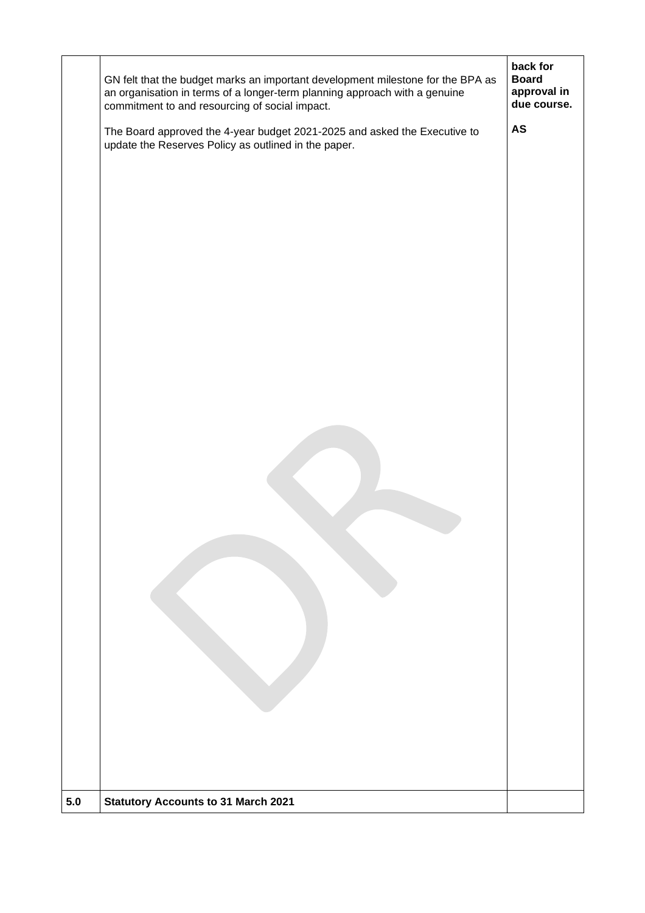| | | |
|---|---|---|
| | GN felt that the budget marks an important development milestone for the BPA as an organisation in terms of a longer-term planning approach with a genuine commitment to and resourcing of social impact.<br><br>The Board approved the 4-year budget 2021-2025 and asked the Executive to update the Reserves Policy as outlined in the paper. | **back for Board approval in due course.**<br><br>**AS** |
| **5.0** | **Statutory Accounts to 31 March 2021** | |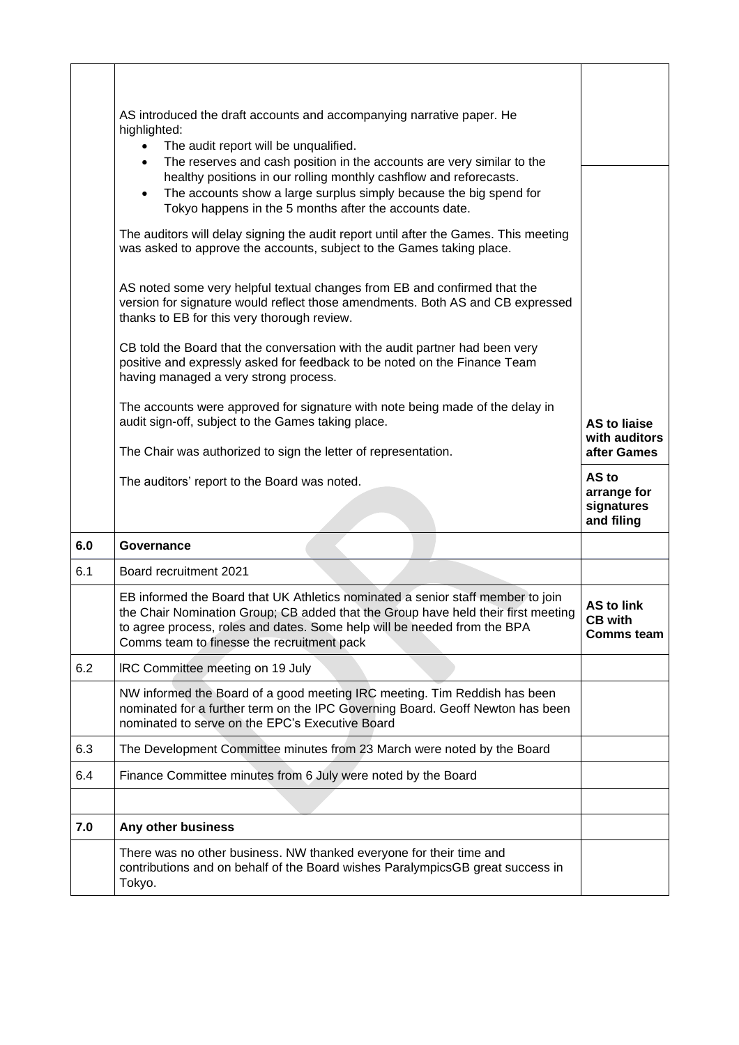| | | |
|---|---|---|
| | AS introduced the draft accounts and accompanying narrative paper. He highlighted:<br>• The audit report will be unqualified.<br>• The reserves and cash position in the accounts are very similar to the healthy positions in our rolling monthly cashflow and reforecasts.<br>• The accounts show a large surplus simply because the big spend for Tokyo happens in the 5 months after the accounts date.<br><br>The auditors will delay signing the audit report until after the Games. This meeting was asked to approve the accounts, subject to the Games taking place.<br><br>AS noted some very helpful textual changes from EB and confirmed that the version for signature would reflect those amendments. Both AS and CB expressed thanks to EB for this very thorough review.<br><br>CB told the Board that the conversation with the audit partner had been very positive and expressly asked for feedback to be noted on the Finance Team having managed a very strong process.<br><br>The accounts were approved for signature with note being made of the delay in audit sign-off, subject to the Games taking place.<br><br>The Chair was authorized to sign the letter of representation. | **AS to liaise with auditors after Games** |
| | The auditors' report to the Board was noted. | **AS to arrange for signatures and filing** |
| **6.0** | **Governance** | |
| 6.1 | Board recruitment 2021 | |
| | EB informed the Board that UK Athletics nominated a senior staff member to join the Chair Nomination Group; CB added that the Group have held their first meeting to agree process, roles and dates. Some help will be needed from the BPA Comms team to finesse the recruitment pack | **AS to link CB with Comms team** |
| 6.2 | IRC Committee meeting on 19 July | |
| | NW informed the Board of a good meeting IRC meeting. Tim Reddish has been nominated for a further term on the IPC Governing Board. Geoff Newton has been nominated to serve on the EPC's Executive Board | |
| 6.3 | The Development Committee minutes from 23 March were noted by the Board | |
| 6.4 | Finance Committee minutes from 6 July were noted by the Board | |
| | | |
| **7.0** | **Any other business** | |
| | There was no other business. NW thanked everyone for their time and contributions and on behalf of the Board wishes ParalympicsGB great success in Tokyo. | |